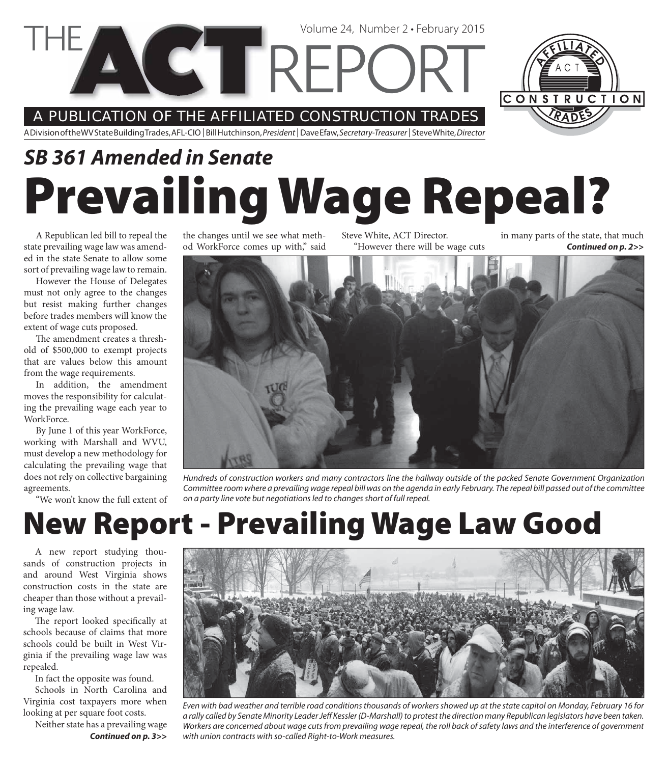# THE ACT REPORT

Volume 24, Number 2 • February 2015

A PUBLICATION OF THE AFFILIATED CONSTRUCTION TRADES

A Division of the WV State Building Trades, AFL-CIO | Bill Hutchinson, *President* | Dave Efaw, *Secretary-Treasurer* | Steve White, *Director*

## *SB 361 Amended in Senate*

# Prevailing Wage Repeal?

A Republican led bill to repeal the state prevailing wage law was amended in the state Senate to allow some sort of prevailing wage law to remain.

However the House of Delegates must not only agree to the changes but resist making further changes before trades members will know the extent of wage cuts proposed.

The amendment creates a threshold of $500,000 to exempt projects that are values below this amount from the wage requirements.

In addition, the amendment moves the responsibility for calculating the prevailing wage each year to WorkForce.

By June 1 of this year WorkForce, working with Marshall and WVU, must develop a new methodology for calculating the prevailing wage that does not rely on collective bargaining agreements.

"We won't know the full extent of the changes until we see what method WorkForce comes up with," said Steve White, ACT Director.

"However there will be wage cuts in many parts of the state, that much

***Continued on p. 2>>***

*Hundreds of construction workers and many contractors line the hallway outside of the packed Senate Government Organization Committee room where a prevailing wage repeal bill was on the agenda in early February. The repeal bill passed out of the committee on a party line vote but negotiations led to changes short of full repeal.*

# New Report - Prevailing Wage Law Good

A new report studying thousands of construction projects in and around West Virginia shows construction costs in the state are cheaper than those without a prevailing wage law.

The report looked specifically at schools because of claims that more schools could be built in West Virginia if the prevailing wage law was repealed.

In fact the opposite was found.

Schools in North Carolina and Virginia cost taxpayers more when looking at per square foot costs.

Neither state has a prevailing wage

***Continued on p. 3>>***

*Even with bad weather and terrible road conditions thousands of workers showed up at the state capitol on Monday, February 16 for a rally called by Senate Minority Leader Jeff Kessler (D-Marshall) to protest the direction many Republican legislators have been taken. Workers are concerned about wage cuts from prevailing wage repeal, the roll back of safety laws and the interference of government with union contracts with so-called Right-to-Work measures.*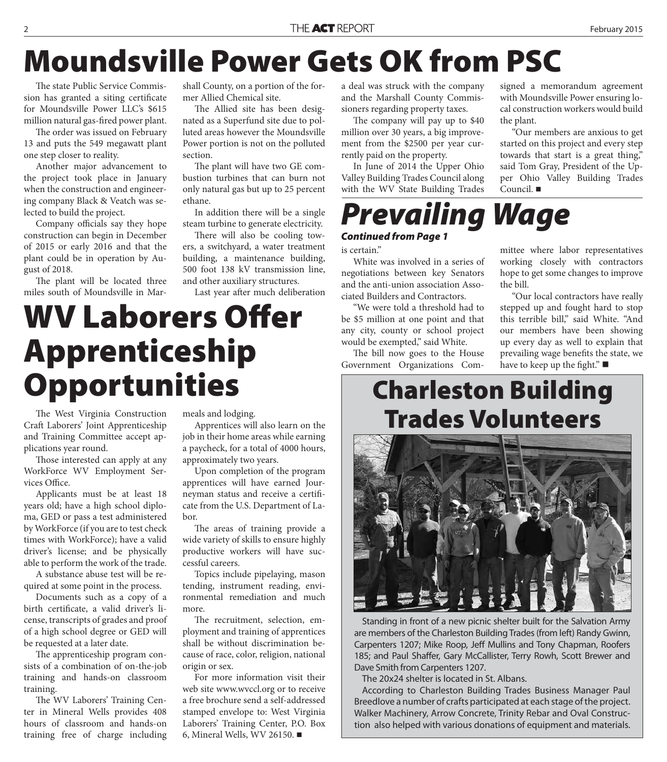# Moundsville Power Gets OK from PSC

The state Public Service Commission has granted a siting certificate for Moundsville Power LLC's $615 million natural gas-fired power plant.

The order was issued on February 13 and puts the 549 megawatt plant one step closer to reality.

Another major advancement to the project took place in January when the construction and engineering company Black & Veatch was selected to build the project.

Company officials say they hope construction can begin in December of 2015 or early 2016 and that the plant could be in operation by August of 2018.

The plant will be located three miles south of Moundsville in Marshall County, on a portion of the former Allied Chemical site.

The Allied site has been designated as a Superfund site due to polluted areas however the Moundsville Power portion is not on the polluted section.

The plant will have two GE combustion turbines that can burn not only natural gas but up to 25 percent ethane.

In addition there will be a single steam turbine to generate electricity.

There will also be cooling towers, a switchyard, a water treatment building, a maintenance building, 500 foot 138 kV transmission line, and other auxiliary structures.

Last year after much deliberation a deal was struck with the company and the Marshall County Commissioners regarding property taxes.

The company will pay up to $40 million over 30 years, a big improvement from the $2500 per year currently paid on the property.

In June of 2014 the Upper Ohio Valley Building Trades Council along with the WV State Building Trades signed a memorandum agreement with Moundsville Power ensuring local construction workers would build the plant.

"Our members are anxious to get started on this project and every step towards that start is a great thing," said Tom Gray, President of the Upper Ohio Valley Building Trades Council. ■

# WV Laborers Offer Apprenticeship Opportunities

The West Virginia Construction Craft Laborers' Joint Apprenticeship and Training Committee accept applications year round.

Those interested can apply at any WorkForce WV Employment Services Office.

Applicants must be at least 18 years old; have a high school diploma, GED or pass a test administered by WorkForce (if you are to test check times with WorkForce); have a valid driver's license; and be physically able to perform the work of the trade.

A substance abuse test will be required at some point in the process.

Documents such as a copy of a birth certificate, a valid driver's license, transcripts of grades and proof of a high school degree or GED will be requested at a later date.

The apprenticeship program consists of a combination of on-the-job training and hands-on classroom training.

The WV Laborers' Training Center in Mineral Wells provides 408 hours of classroom and hands-on training free of charge including meals and lodging.

Apprentices will also learn on the job in their home areas while earning a paycheck, for a total of 4000 hours, approximately two years.

Upon completion of the program apprentices will have earned Journeyman status and receive a certificate from the U.S. Department of Labor.

The areas of training provide a wide variety of skills to ensure highly productive workers will have successful careers.

Topics include pipelaying, mason tending, instrument reading, environmental remediation and much more.

The recruitment, selection, employment and training of apprentices shall be without discrimination because of race, color, religion, national origin or sex.

For more information visit their web site www.wvccl.org or to receive a free brochure send a self-addressed stamped envelope to: West Virginia Laborers' Training Center, P.O. Box 6, Mineral Wells, WV 26150. ■

# Prevailing Wage

***Continued from Page 1***

is certain."

White was involved in a series of negotiations between key Senators and the anti-union association Associated Builders and Contractors.

"We were told a threshold had to be $5 million at one point and that any city, county or school project would be exempted," said White.

The bill now goes to the House Government Organizations Committee where labor representatives working closely with contractors hope to get some changes to improve the bill.

"Our local contractors have really stepped up and fought hard to stop this terrible bill," said White. "And our members have been showing up every day as well to explain that prevailing wage benefits the state, we have to keep up the fight." ■

# Charleston Building Trades Volunteers

Standing in front of a new picnic shelter built for the Salvation Army are members of the Charleston Building Trades (from left) Randy Gwinn, Carpenters 1207; Mike Roop, Jeff Mullins and Tony Chapman, Roofers 185; and Paul Shaffer, Gary McCallister, Terry Rowh, Scott Brewer and Dave Smith from Carpenters 1207.

The 20x24 shelter is located in St. Albans.

According to Charleston Building Trades Business Manager Paul Breedlove a number of crafts participated at each stage of the project. Walker Machinery, Arrow Concrete, Trinity Rebar and Oval Construction also helped with various donations of equipment and materials.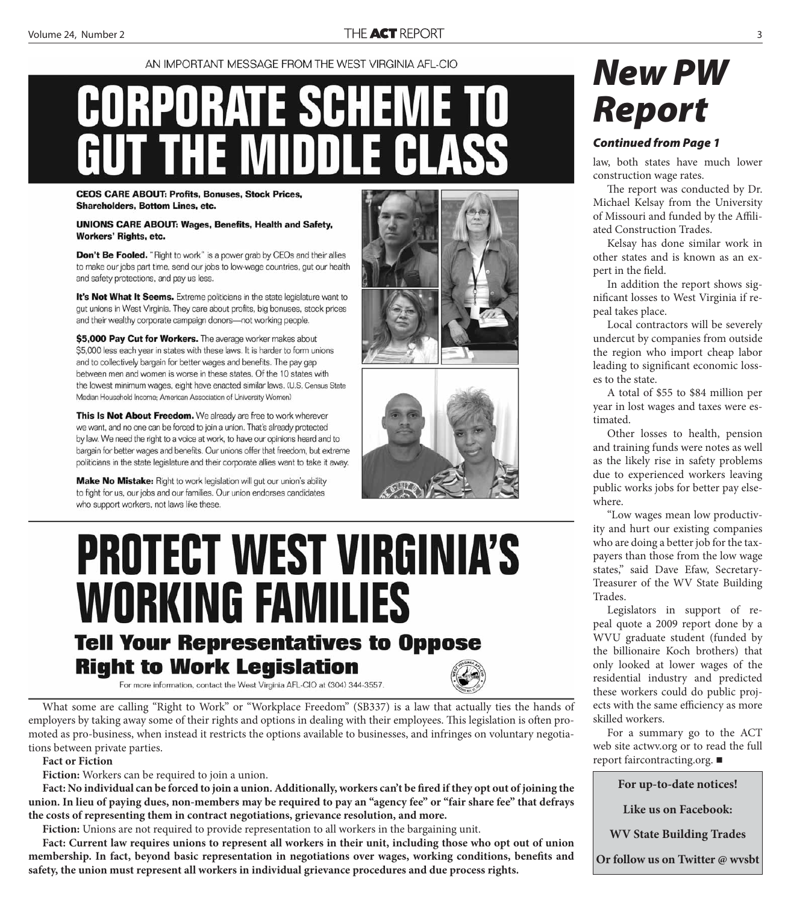AN IMPORTANT MESSAGE FROM THE WEST VIRGINIA AFL-CIO

# CORPORATE SCHEME TO GUT THE MIDDLE CLASS

**CEOS CARE ABOUT: Profits, Bonuses, Stock Prices, Shareholders, Bottom Lines, etc.**

**UNIONS CARE ABOUT: Wages, Benefits, Health and Safety, Workers' Rights, etc.**

**Don't Be Fooled.** "Right to work" is a power grab by CEOs and their allies to make our jobs part time, send our jobs to low-wage countries, gut our health and safety protections, and pay us less.

**It's Not What It Seems.** Extreme politicians in the state legislature want to gut unions in West Virginia. They care about profits, big bonuses, stock prices and their wealthy corporate campaign donors—not working people.

**$5,000 Pay Cut for Workers.** The average worker makes about $5,000 less each year in states with these laws. It is harder to form unions and to collectively bargain for better wages and benefits. The pay gap between men and women is worse in these states. Of the 10 states with the lowest minimum wages, eight have enacted similar laws. (U.S. Census State Median Household Income; American Association of University Women)

**This Is Not About Freedom.** We already are free to work wherever we want, and no one can be forced to join a union. That's already protected by law. We need the right to a voice at work, to have our opinions heard and to bargain for better wages and benefits. Our unions offer that freedom, but extreme politicians in the state legislature and their corporate allies want to take it away.

**Make No Mistake:** Right to work legislation will gut our union's ability to fight for us, our jobs and our families. Our union endorses candidates who support workers, not laws like these.

# PROTECT WEST VIRGINIA'S WORKING FAMILIES

## Tell Your Representatives to Oppose Right to Work Legislation

For more information, contact the West Virginia AFL-CIO at (304) 344-3557.

What some are calling "Right to Work" or "Workplace Freedom" (SB337) is a law that actually ties the hands of employers by taking away some of their rights and options in dealing with their employees. This legislation is often promoted as pro-business, when instead it restricts the options available to businesses, and infringes on voluntary negotiations between private parties.

**Fact or Fiction**

**Fiction:** Workers can be required to join a union.

**Fact: No individual can be forced to join a union. Additionally, workers can't be fired if they opt out of joining the union. In lieu of paying dues, non-members may be required to pay an "agency fee" or "fair share fee" that defrays the costs of representing them in contract negotiations, grievance resolution, and more.**

**Fiction:** Unions are not required to provide representation to all workers in the bargaining unit.

**Fact: Current law requires unions to represent all workers in their unit, including those who opt out of union membership. In fact, beyond basic representation in negotiations over wages, working conditions, benefits and safety, the union must represent all workers in individual grievance procedures and due process rights.**

# *New PW Report*

***Continued from Page 1***

law, both states have much lower construction wage rates.

The report was conducted by Dr. Michael Kelsay from the University of Missouri and funded by the Affiliated Construction Trades.

Kelsay has done similar work in other states and is known as an expert in the field.

In addition the report shows significant losses to West Virginia if repeal takes place.

Local contractors will be severely undercut by companies from outside the region who import cheap labor leading to significant economic losses to the state.

A total of $55 to $84 million per year in lost wages and taxes were estimated.

Other losses to health, pension and training funds were notes as well as the likely rise in safety problems due to experienced workers leaving public works jobs for better pay elsewhere.

"Low wages mean low productivity and hurt our existing companies who are doing a better job for the taxpayers than those from the low wage states," said Dave Efaw, Secretary-Treasurer of the WV State Building Trades.

Legislators in support of repeal quote a 2009 report done by a WVU graduate student (funded by the billionaire Koch brothers) that only looked at lower wages of the residential industry and predicted these workers could do public projects with the same efficiency as more skilled workers.

For a summary go to the ACT web site actwv.org or to read the full report faircontracting.org. ■

**For up-to-date notices!**

**Like us on Facebook:**

**WV State Building Trades**

**Or follow us on Twitter @ wvsbt**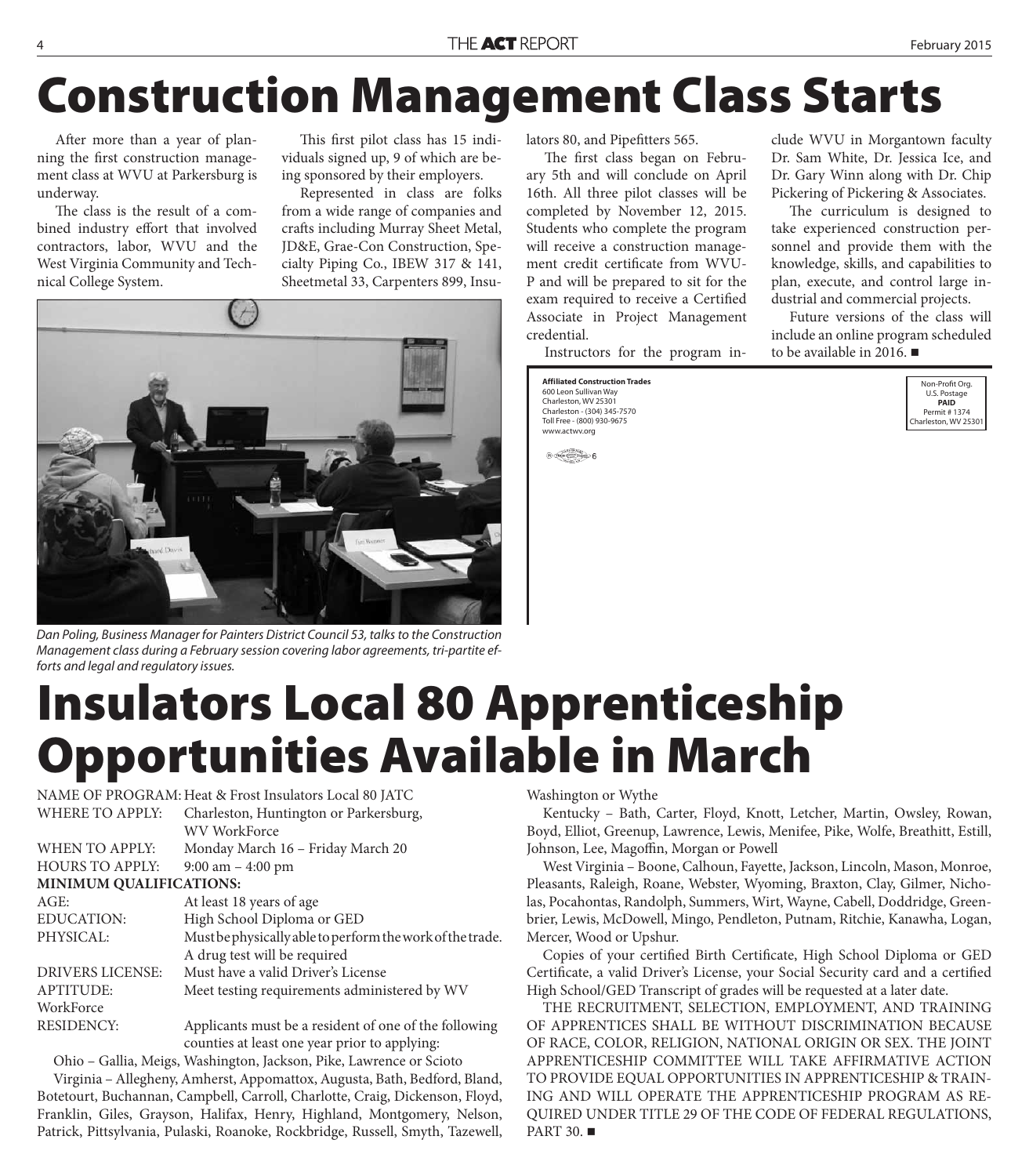# Construction Management Class Starts

After more than a year of planning the first construction management class at WVU at Parkersburg is underway.

The class is the result of a combined industry effort that involved contractors, labor, WVU and the West Virginia Community and Technical College System.

This first pilot class has 15 individuals signed up, 9 of which are being sponsored by their employers.

Represented in class are folks from a wide range of companies and crafts including Murray Sheet Metal, JD&E, Grae-Con Construction, Specialty Piping Co., IBEW 317 & 141, Sheetmetal 33, Carpenters 899, Insulators 80, and Pipefitters 565.

The first class began on February 5th and will conclude on April 16th. All three pilot classes will be completed by November 12, 2015. Students who complete the program will receive a construction management credit certificate from WVU-P and will be prepared to sit for the exam required to receive a Certified Associate in Project Management credential.

Instructors for the program include WVU in Morgantown faculty Dr. Sam White, Dr. Jessica Ice, and Dr. Gary Winn along with Dr. Chip Pickering of Pickering & Associates.

The curriculum is designed to take experienced construction personnel and provide them with the knowledge, skills, and capabilities to plan, execute, and control large industrial and commercial projects.

Future versions of the class will include an online program scheduled to be available in 2016. ■

*Dan Poling, Business Manager for Painters District Council 53, talks to the Construction Management class during a February session covering labor agreements, tri-partite efforts and legal and regulatory issues.*

**Affiliated Construction Trades**
600 Leon Sullivan Way
Charleston, WV 25301
Charleston - (304) 345-7570
Toll Free - (800) 930-9675
www.actwv.org

Non-Profit Org.
U.S. Postage
**PAID**
Permit # 1374
Charleston, WV 25301

# Insulators Local 80 Apprenticeship Opportunities Available in March

NAME OF PROGRAM: Heat & Frost Insulators Local 80 JATC
WHERE TO APPLY: Charleston, Huntington or Parkersburg, WV WorkForce
WHEN TO APPLY: Monday March 16 – Friday March 20
HOURS TO APPLY: 9:00 am – 4:00 pm

**MINIMUM QUALIFICATIONS:**

AGE: At least 18 years of age
EDUCATION: High School Diploma or GED
PHYSICAL: Must be physically able to perform the work of the trade. A drug test will be required
DRIVERS LICENSE: Must have a valid Driver's License
APTITUDE: Meet testing requirements administered by WV WorkForce
RESIDENCY: Applicants must be a resident of one of the following counties at least one year prior to applying:

Ohio – Gallia, Meigs, Washington, Jackson, Pike, Lawrence or Scioto

Virginia – Allegheny, Amherst, Appomattox, Augusta, Bath, Bedford, Bland, Botetourt, Buchannan, Campbell, Carroll, Charlotte, Craig, Dickenson, Floyd, Franklin, Giles, Grayson, Halifax, Henry, Highland, Montgomery, Nelson, Patrick, Pittsylvania, Pulaski, Roanoke, Rockbridge, Russell, Smyth, Tazewell, Washington or Wythe

Kentucky – Bath, Carter, Floyd, Knott, Letcher, Martin, Owsley, Rowan, Boyd, Elliot, Greenup, Lawrence, Lewis, Menifee, Pike, Wolfe, Breathitt, Estill, Johnson, Lee, Magoffin, Morgan or Powell

West Virginia – Boone, Calhoun, Fayette, Jackson, Lincoln, Mason, Monroe, Pleasants, Raleigh, Roane, Webster, Wyoming, Braxton, Clay, Gilmer, Nicholas, Pocahontas, Randolph, Summers, Wirt, Wayne, Cabell, Doddridge, Greenbrier, Lewis, McDowell, Mingo, Pendleton, Putnam, Ritchie, Kanawha, Logan, Mercer, Wood or Upshur.

Copies of your certified Birth Certificate, High School Diploma or GED Certificate, a valid Driver's License, your Social Security card and a certified High School/GED Transcript of grades will be requested at a later date.

THE RECRUITMENT, SELECTION, EMPLOYMENT, AND TRAINING OF APPRENTICES SHALL BE WITHOUT DISCRIMINATION BECAUSE OF RACE, COLOR, RELIGION, NATIONAL ORIGIN OR SEX. THE JOINT APPRENTICESHIP COMMITTEE WILL TAKE AFFIRMATIVE ACTION TO PROVIDE EQUAL OPPORTUNITIES IN APPRENTICESHIP & TRAINING AND WILL OPERATE THE APPRENTICESHIP PROGRAM AS REQUIRED UNDER TITLE 29 OF THE CODE OF FEDERAL REGULATIONS, PART 30. ■